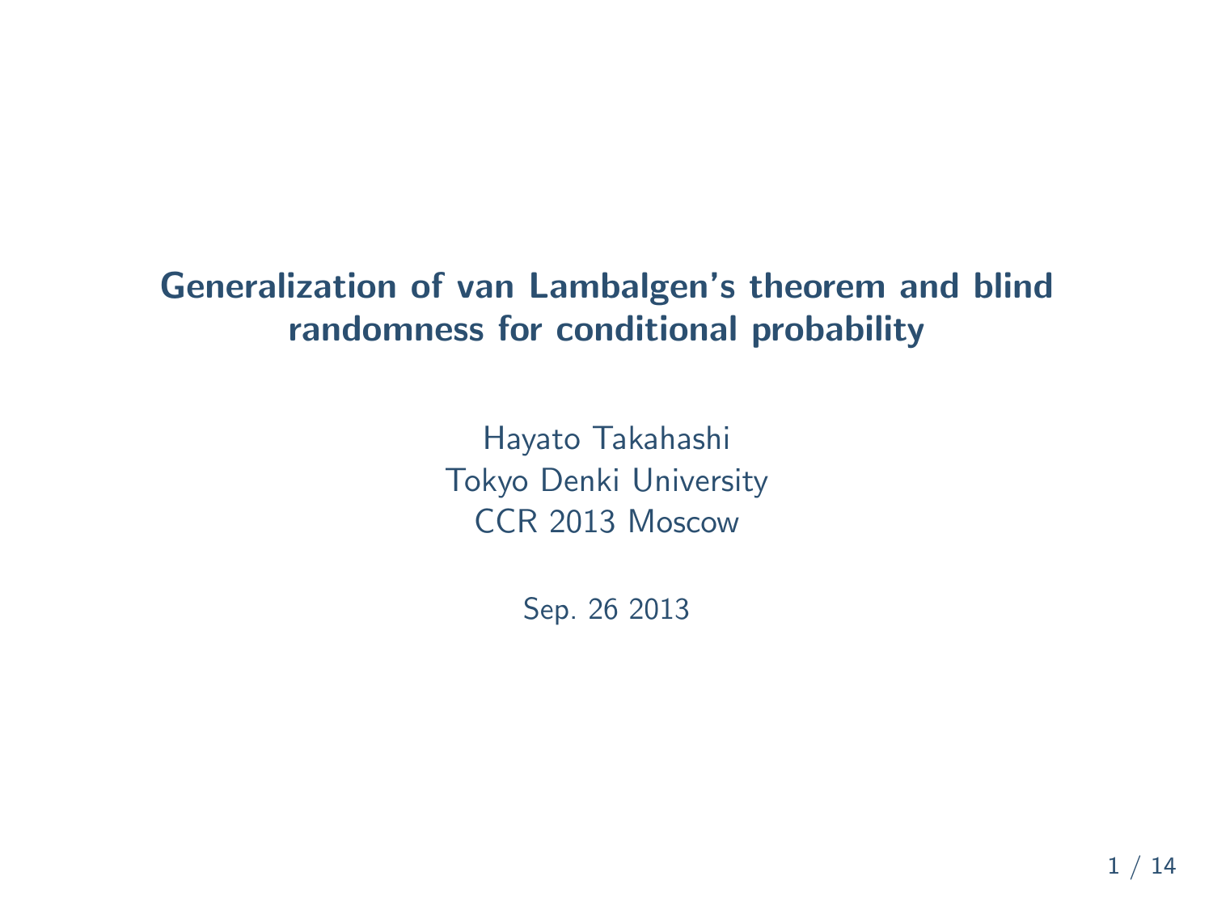# Generalization of van Lambalgen's theorem and blind randomness for conditional probability

Hayato Takahashi
Tokyo Denki University
CCR 2013 Moscow

Sep. 26 2013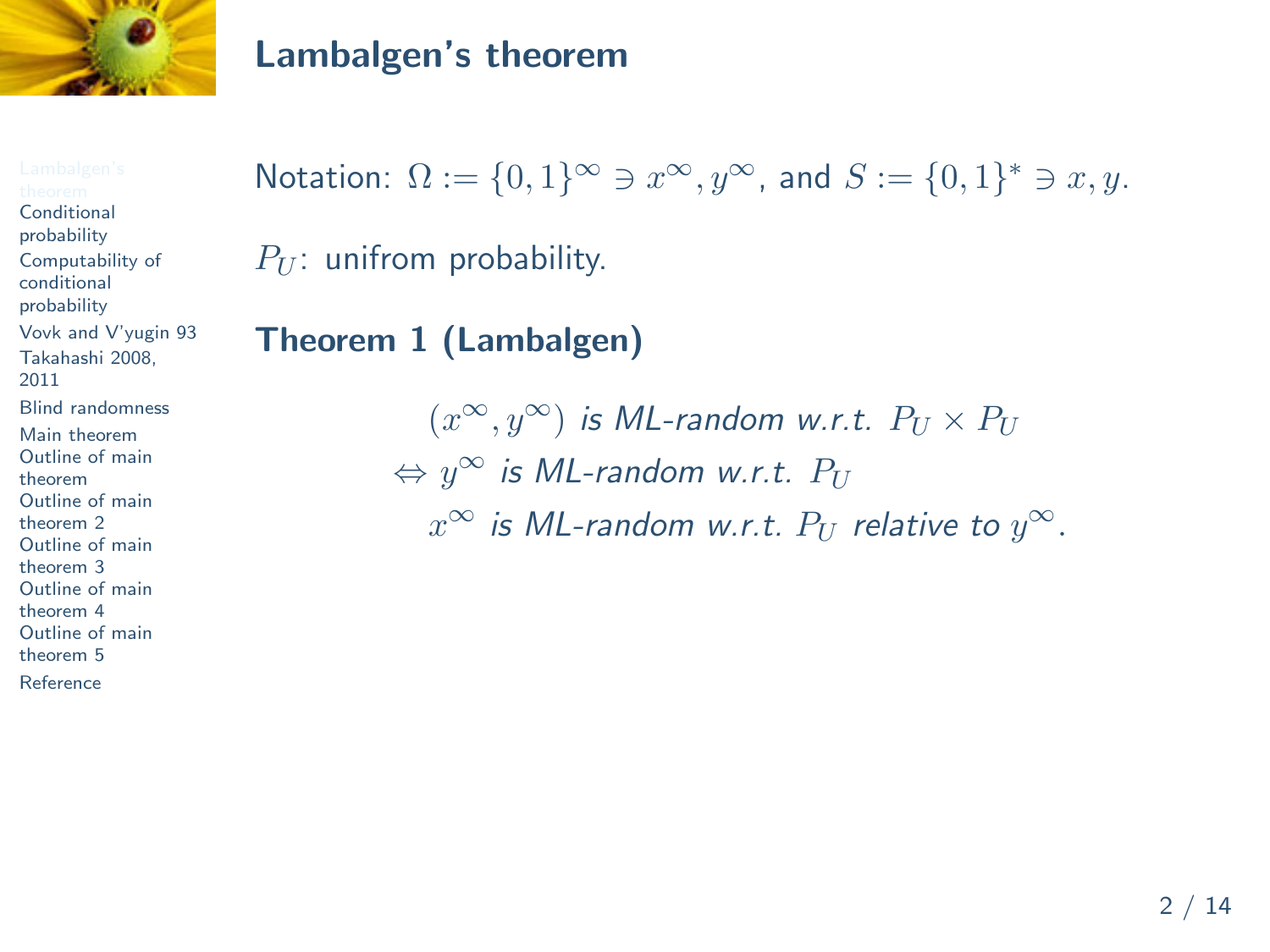## Lambalgen's theorem

Notation: $\Omega := \{0,1\}^\infty \ni x^\infty, y^\infty$, and $S := \{0,1\}^* \ni x, y$.

$P_U$: unifrom probability.

### Theorem 1 (Lambalgen)

$(x^\infty, y^\infty)$ *is ML-random w.r.t.* $P_U \times P_U$

$\Leftrightarrow y^\infty$ *is ML-random w.r.t.* $P_U$

$x^\infty$ *is ML-random w.r.t.* $P_U$ *relative to* $y^\infty$.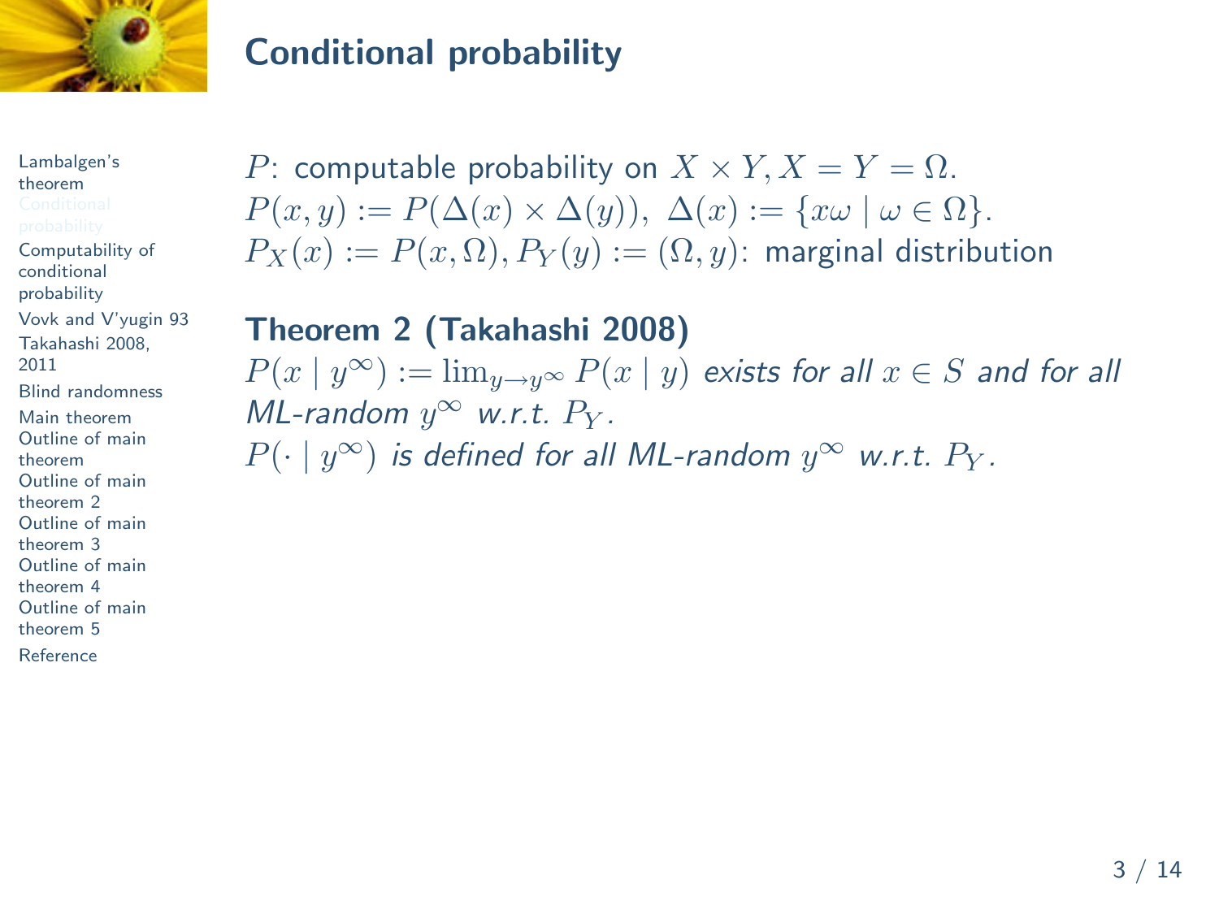## Conditional probability

$P$: computable probability on $X \times Y, X = Y = \Omega$.
$P(x, y) := P(\Delta(x) \times \Delta(y)),\ \Delta(x) := \{x\omega \mid \omega \in \Omega\}$.
$P_X(x) := P(x, \Omega), P_Y(y) := (\Omega, y)$: marginal distribution

**Theorem 2 (Takahashi 2008)**
*$P(x \mid y^\infty) := \lim_{y \to y^\infty} P(x \mid y)$ exists for all $x \in S$ and for all ML-random $y^\infty$ w.r.t. $P_Y$.*
*$P(\cdot \mid y^\infty)$ is defined for all ML-random $y^\infty$ w.r.t. $P_Y$.*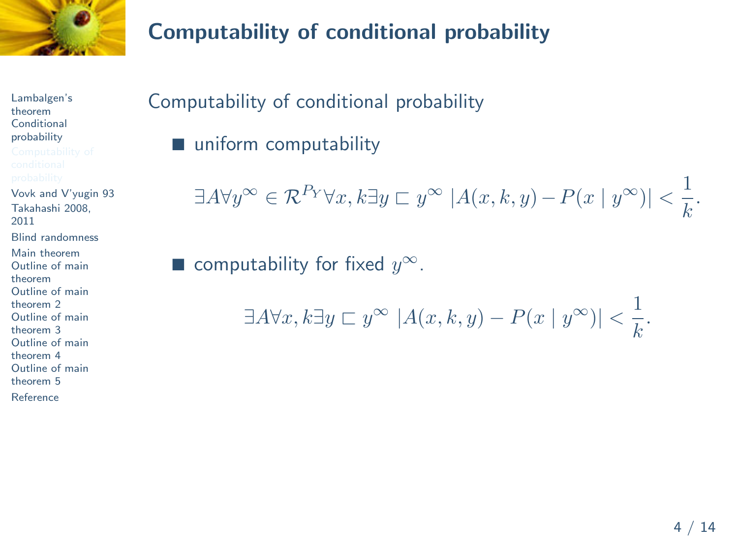# Computability of conditional probability

Computability of conditional probability

- uniform computability

$$\exists A \forall y^\infty \in \mathcal{R}^{P_Y} \forall x, k \exists y \sqsubset y^\infty \ |A(x,k,y) - P(x \mid y^\infty)| < \frac{1}{k}.$$

- computability for fixed $y^\infty$.

$$\exists A \forall x, k \exists y \sqsubset y^\infty \ |A(x,k,y) - P(x \mid y^\infty)| < \frac{1}{k}.$$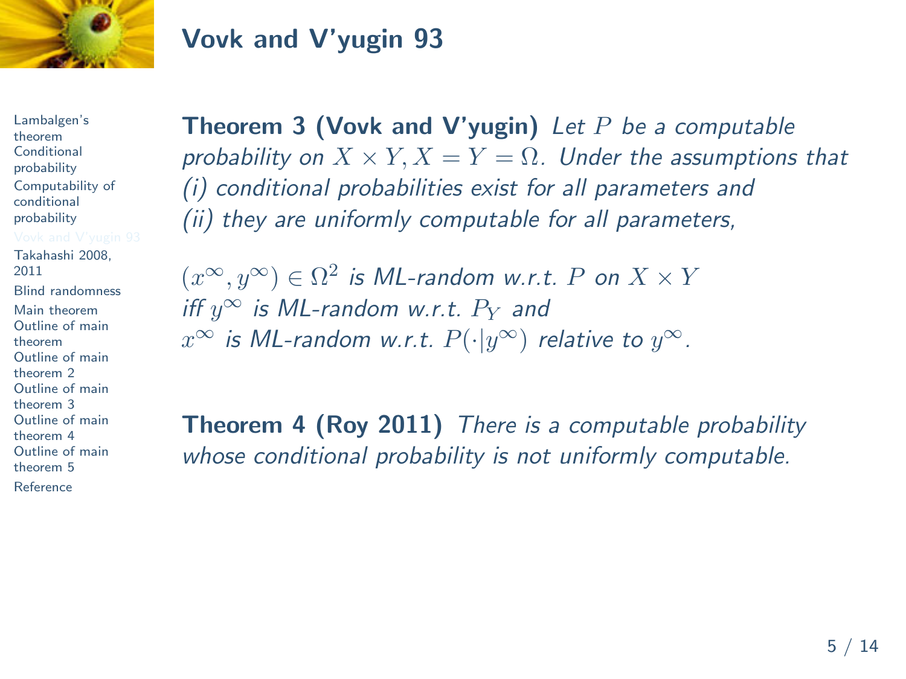# Vovk and V'yugin 93

**Theorem 3 (Vovk and V'yugin)** *Let $P$ be a computable probability on $X \times Y, X = Y = \Omega$. Under the assumptions that (i) conditional probabilities exist for all parameters and (ii) they are uniformly computable for all parameters,*

*$(x^\infty, y^\infty) \in \Omega^2$ is ML-random w.r.t. $P$ on $X \times Y$ iff $y^\infty$ is ML-random w.r.t. $P_Y$ and $x^\infty$ is ML-random w.r.t. $P(\cdot|y^\infty)$ relative to $y^\infty$.*

**Theorem 4 (Roy 2011)** *There is a computable probability whose conditional probability is not uniformly computable.*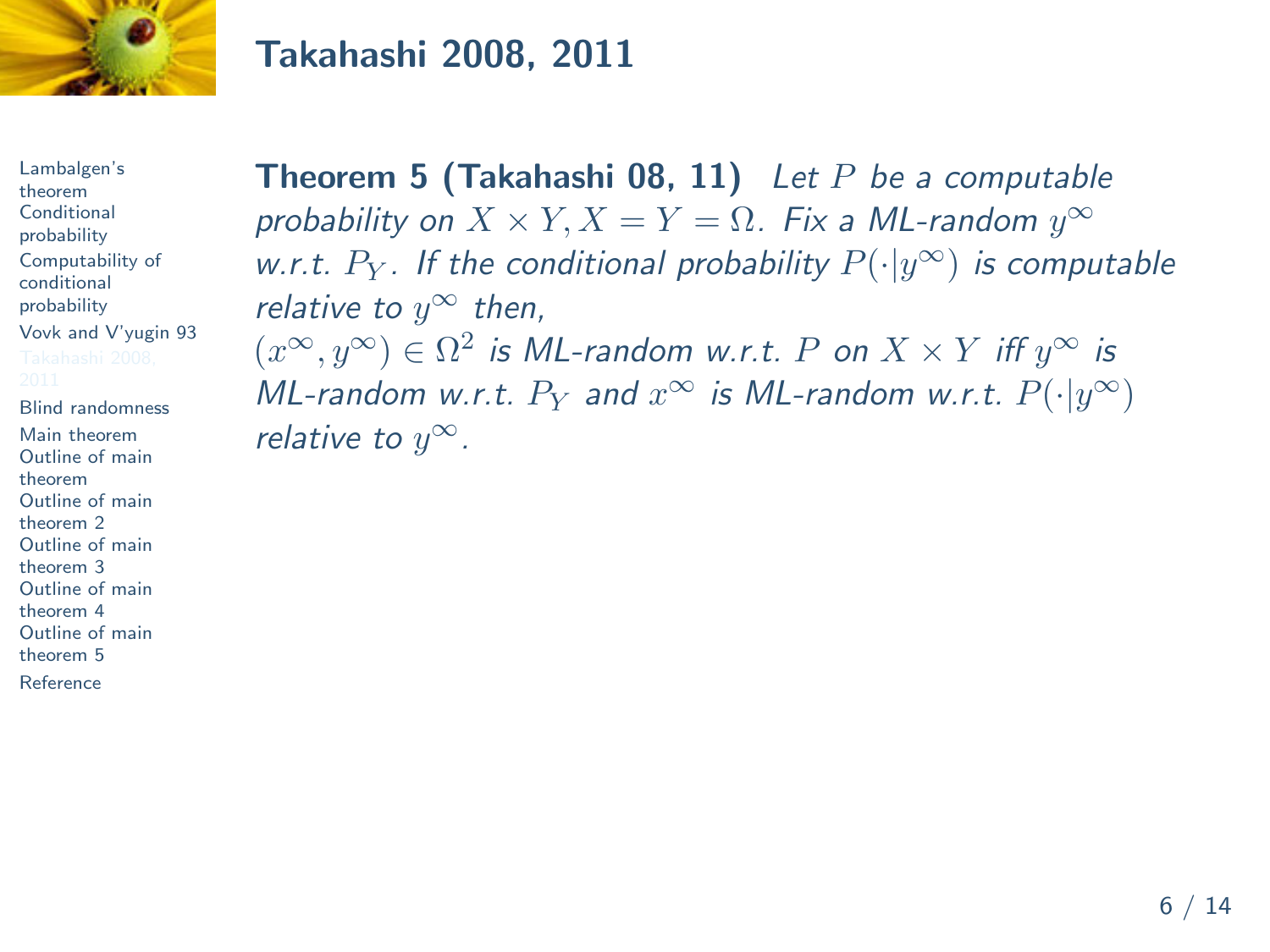## Takahashi 2008, 2011

**Theorem 5 (Takahashi 08, 11)** *Let $P$ be a computable probability on $X \times Y, X = Y = \Omega$. Fix a ML-random $y^\infty$ w.r.t. $P_Y$. If the conditional probability $P(\cdot|y^\infty)$ is computable relative to $y^\infty$ then,*
*$(x^\infty, y^\infty) \in \Omega^2$ is ML-random w.r.t. $P$ on $X \times Y$ iff $y^\infty$ is ML-random w.r.t. $P_Y$ and $x^\infty$ is ML-random w.r.t. $P(\cdot|y^\infty)$ relative to $y^\infty$.*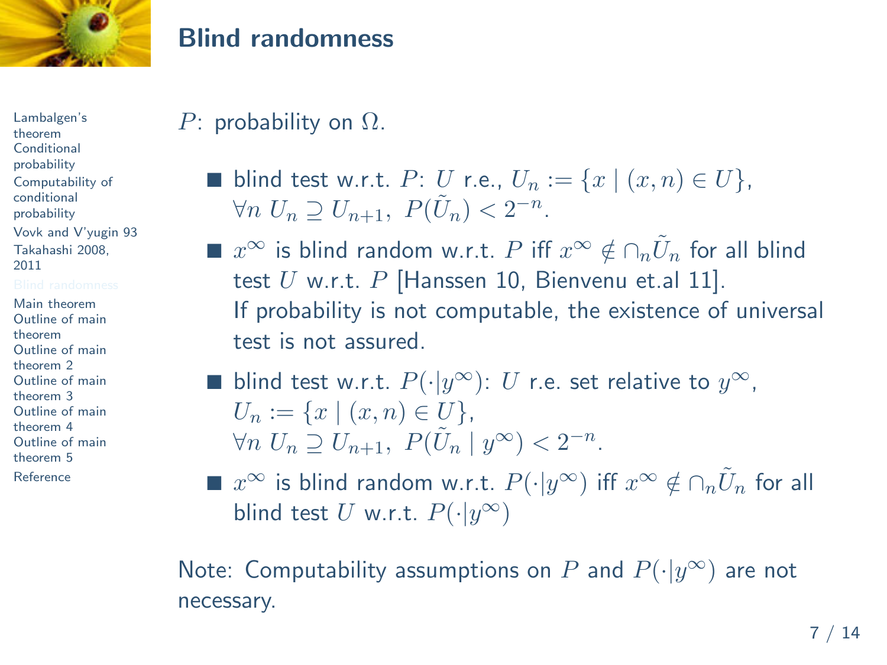# Blind randomness

$P$: probability on $\Omega$.

- blind test w.r.t. $P$: $U$ r.e., $U_n := \{x \mid (x, n) \in U\}$, $\forall n \; U_n \supseteq U_{n+1}, \; P(\tilde{U}_n) < 2^{-n}$.
- $x^\infty$ is blind random w.r.t. $P$ iff $x^\infty \notin \cap_n \tilde{U}_n$ for all blind test $U$ w.r.t. $P$ [Hanssen 10, Bienvenu et.al 11]. If probability is not computable, the existence of universal test is not assured.
- blind test w.r.t. $P(\cdot|y^\infty)$: $U$ r.e. set relative to $y^\infty$, $U_n := \{x \mid (x, n) \in U\}$, $\forall n \; U_n \supseteq U_{n+1}, \; P(\tilde{U}_n \mid y^\infty) < 2^{-n}$.
- $x^\infty$ is blind random w.r.t. $P(\cdot|y^\infty)$ iff $x^\infty \notin \cap_n \tilde{U}_n$ for all blind test $U$ w.r.t. $P(\cdot|y^\infty)$

Note: Computability assumptions on $P$ and $P(\cdot|y^\infty)$ are not necessary.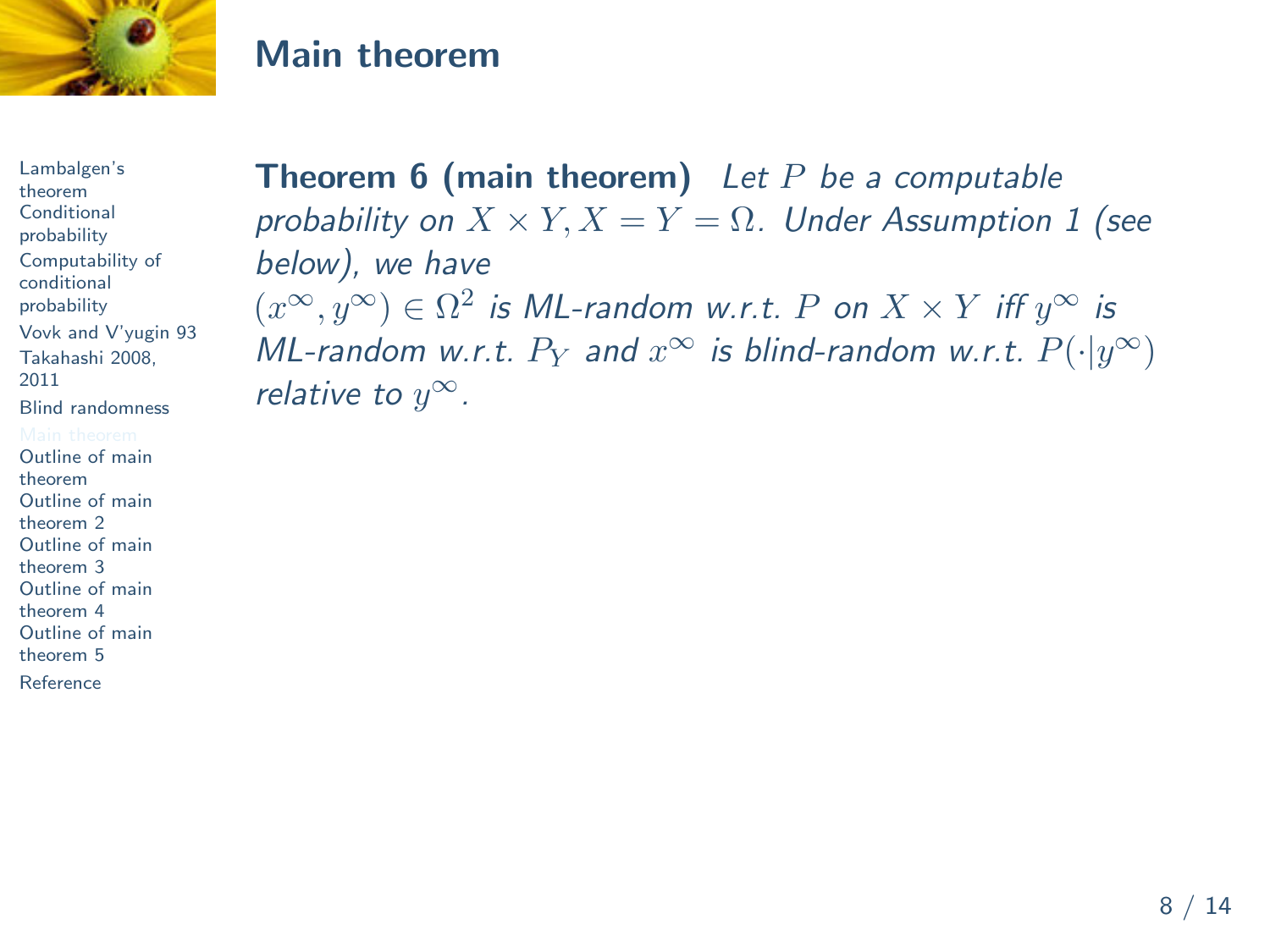## Main theorem

**Theorem 6 (main theorem)** *Let $P$ be a computable probability on $X \times Y, X = Y = \Omega$. Under Assumption 1 (see below), we have $(x^\infty, y^\infty) \in \Omega^2$ is ML-random w.r.t. $P$ on $X \times Y$ iff $y^\infty$ is ML-random w.r.t. $P_Y$ and $x^\infty$ is blind-random w.r.t. $P(\cdot|y^\infty)$ relative to $y^\infty$.*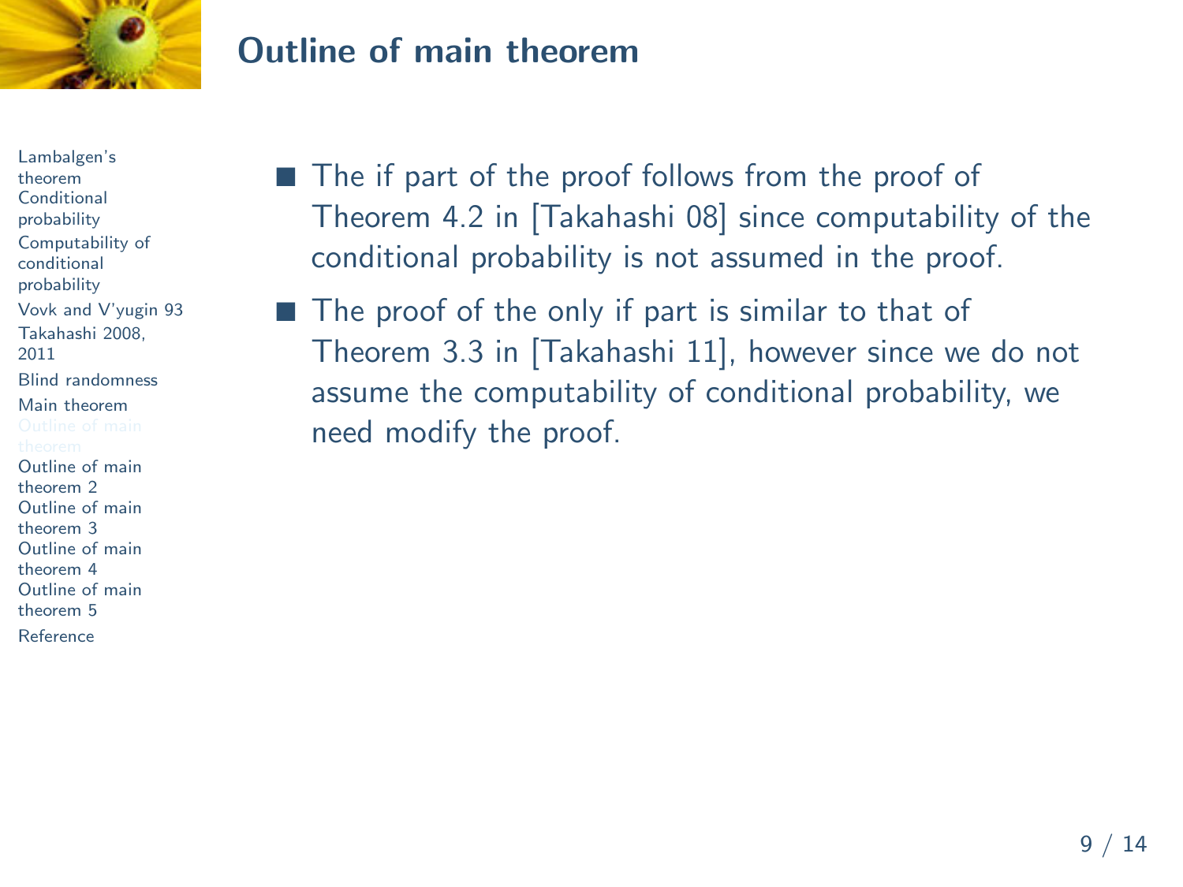## Outline of main theorem

- The if part of the proof follows from the proof of Theorem 4.2 in [Takahashi 08] since computability of the conditional probability is not assumed in the proof.
- The proof of the only if part is similar to that of Theorem 3.3 in [Takahashi 11], however since we do not assume the computability of conditional probability, we need modify the proof.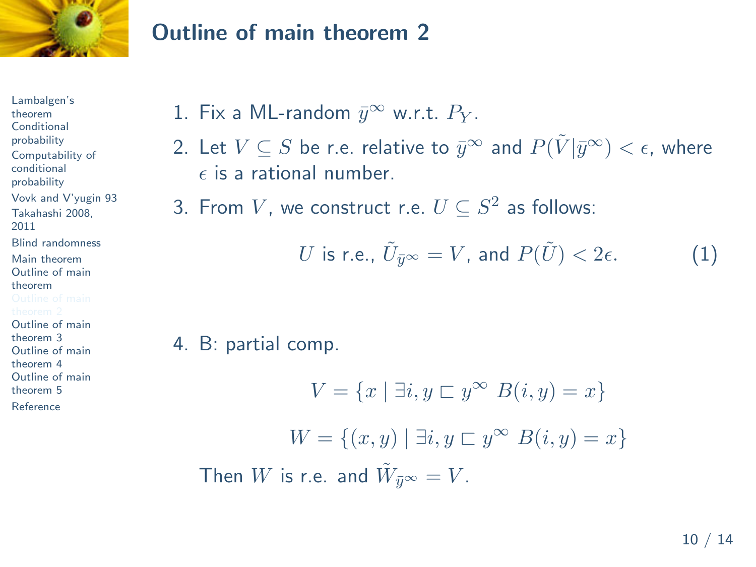## Outline of main theorem 2

1. Fix a ML-random $\bar{y}^\infty$ w.r.t. $P_Y$.
2. Let $V \subseteq S$ be r.e. relative to $\bar{y}^\infty$ and $P(\tilde{V}|\bar{y}^\infty) < \epsilon$, where $\epsilon$ is a rational number.
3. From $V$, we construct r.e. $U \subseteq S^2$ as follows:

$$U \text{ is r.e., } \tilde{U}_{\bar{y}^\infty} = V \text{, and } P(\tilde{U}) < 2\epsilon. \qquad (1)$$

4. B: partial comp.

$$V = \{x \mid \exists i, y \sqsubset y^\infty \ B(i, y) = x\}$$

$$W = \{(x, y) \mid \exists i, y \sqsubset y^\infty \ B(i, y) = x\}$$

Then $W$ is r.e. and $\tilde{W}_{\bar{y}^\infty} = V$.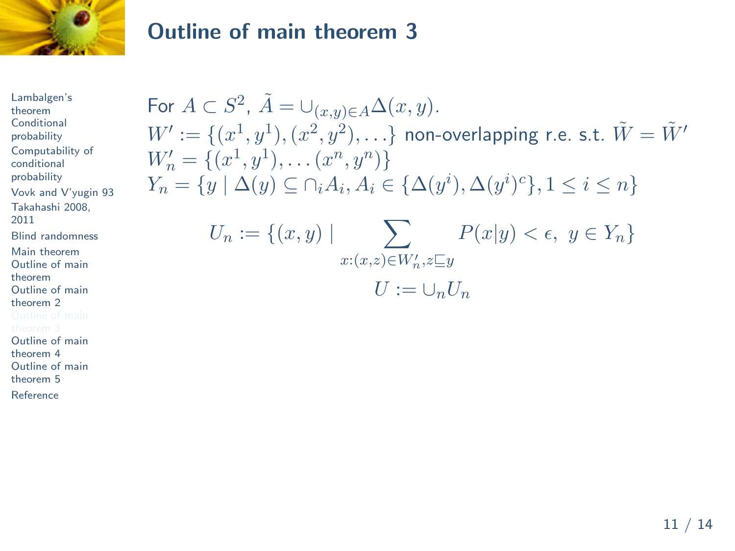## Outline of main theorem 3

For $A \subset S^2$, $\tilde{A} = \cup_{(x,y)\in A} \Delta(x,y)$.

$W' := \{(x^1, y^1), (x^2, y^2), \ldots\}$ non-overlapping r.e. s.t. $\tilde{W} = \tilde{W}'$

$W'_n = \{(x^1, y^1), \ldots (x^n, y^n)\}$

$Y_n = \{y \mid \Delta(y) \subseteq \cap_i A_i, A_i \in \{\Delta(y^i), \Delta(y^i)^c\}, 1 \le i \le n\}$

$$U_n := \{(x,y) \mid \sum_{x:(x,z)\in W'_n, z \sqsubseteq y} P(x|y) < \epsilon, \ y \in Y_n\}$$

$$U := \cup_n U_n$$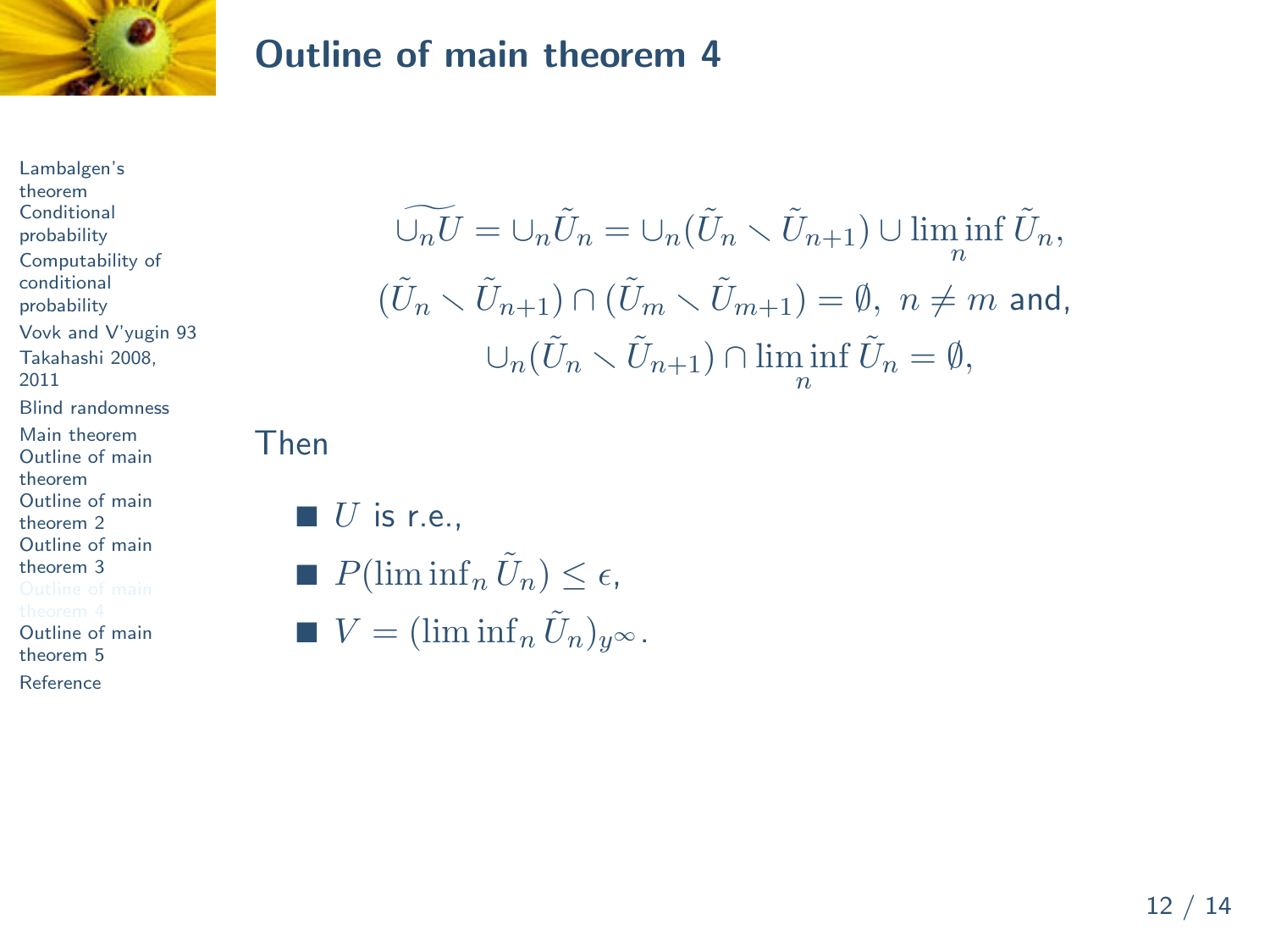# Outline of main theorem 4

$$\widetilde{\cup_n U} = \cup_n \tilde{U}_n = \cup_n (\tilde{U}_n \setminus \tilde{U}_{n+1}) \cup \liminf_n \tilde{U}_n,$$

$$(\tilde{U}_n \setminus \tilde{U}_{n+1}) \cap (\tilde{U}_m \setminus \tilde{U}_{m+1}) = \emptyset,\ n \neq m \text{ and},$$

$$\cup_n (\tilde{U}_n \setminus \tilde{U}_{n+1}) \cap \liminf_n \tilde{U}_n = \emptyset,$$

Then

- $U$ is r.e.,
- $P(\liminf_n \tilde{U}_n) \leq \epsilon$,
- $V = (\liminf_n \tilde{U}_n)_{y^\infty}$.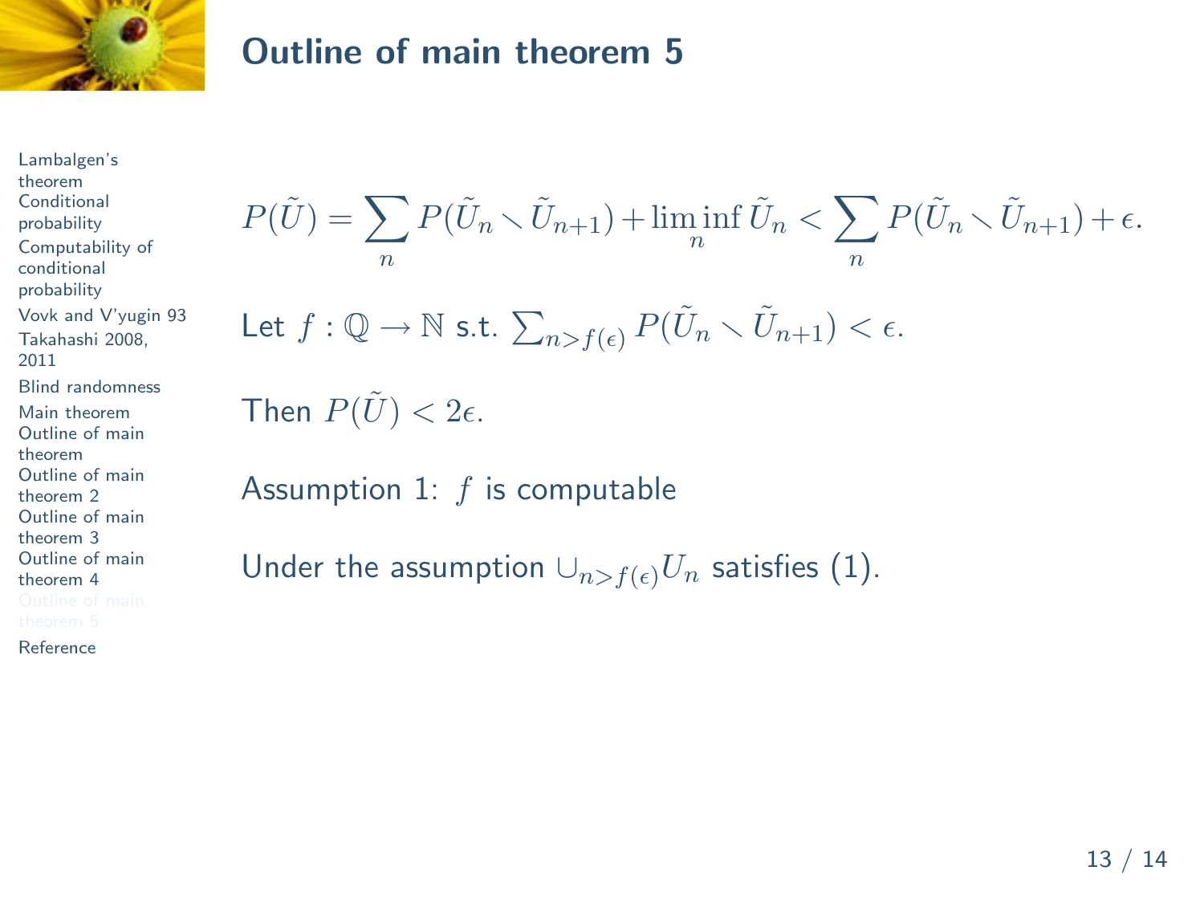## Outline of main theorem 5

$$P(\tilde{U}) = \sum_n P(\tilde{U}_n \setminus \tilde{U}_{n+1}) + \liminf_n \tilde{U}_n < \sum_n P(\tilde{U}_n \setminus \tilde{U}_{n+1}) + \epsilon.$$

Let $f : \mathbb{Q} \to \mathbb{N}$ s.t. $\sum_{n > f(\epsilon)} P(\tilde{U}_n \setminus \tilde{U}_{n+1}) < \epsilon$.

Then $P(\tilde{U}) < 2\epsilon$.

Assumption 1: $f$ is computable

Under the assumption $\cup_{n > f(\epsilon)} U_n$ satisfies (1).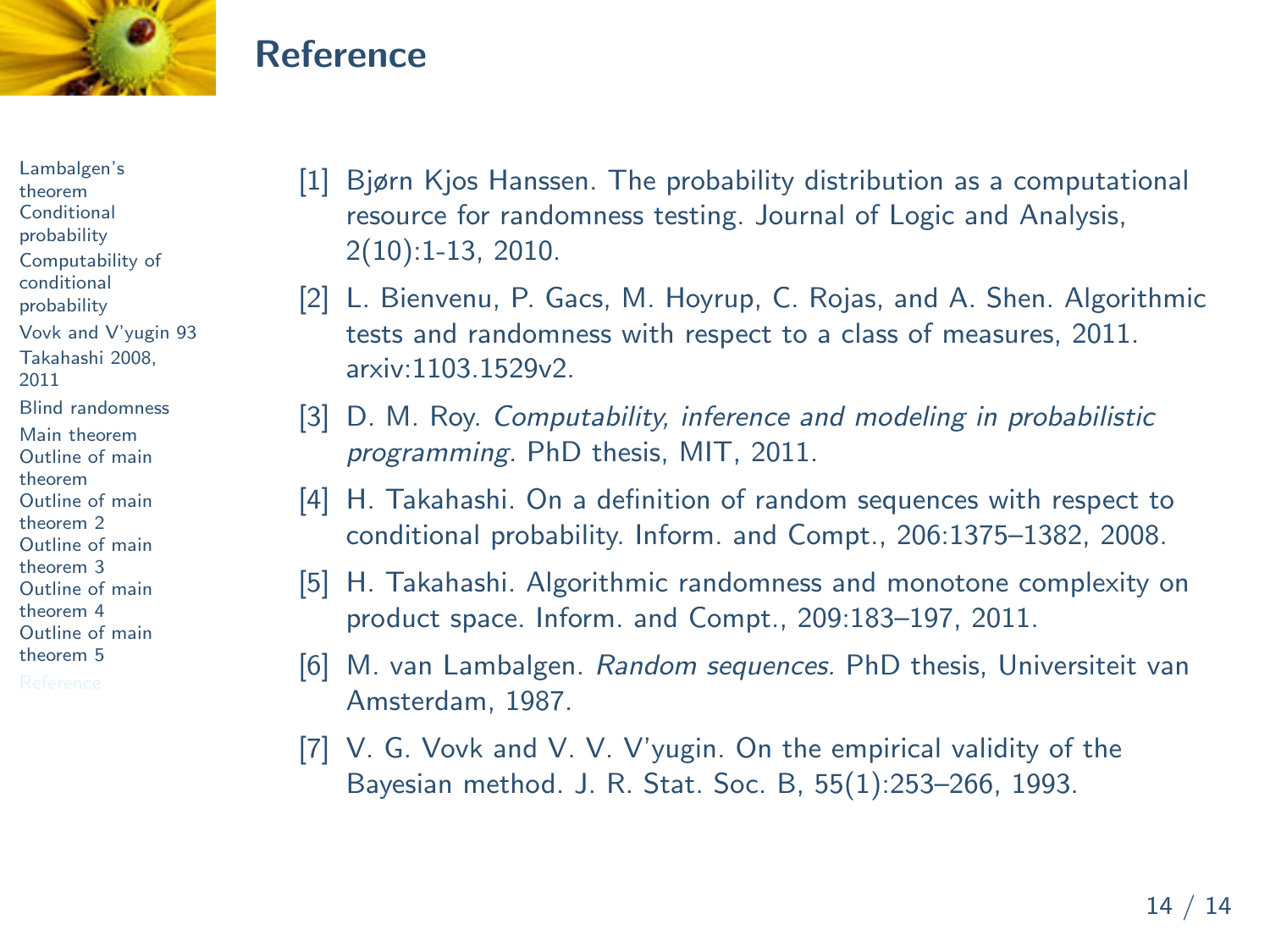# Reference

[1] Bjørn Kjos Hanssen. The probability distribution as a computational resource for randomness testing. Journal of Logic and Analysis, 2(10):1-13, 2010.

[2] L. Bienvenu, P. Gacs, M. Hoyrup, C. Rojas, and A. Shen. Algorithmic tests and randomness with respect to a class of measures, 2011. arxiv:1103.1529v2.

[3] D. M. Roy. *Computability, inference and modeling in probabilistic programming.* PhD thesis, MIT, 2011.

[4] H. Takahashi. On a definition of random sequences with respect to conditional probability. Inform. and Compt., 206:1375–1382, 2008.

[5] H. Takahashi. Algorithmic randomness and monotone complexity on product space. Inform. and Compt., 209:183–197, 2011.

[6] M. van Lambalgen. *Random sequences.* PhD thesis, Universiteit van Amsterdam, 1987.

[7] V. G. Vovk and V. V. V'yugin. On the empirical validity of the Bayesian method. J. R. Stat. Soc. B, 55(1):253–266, 1993.